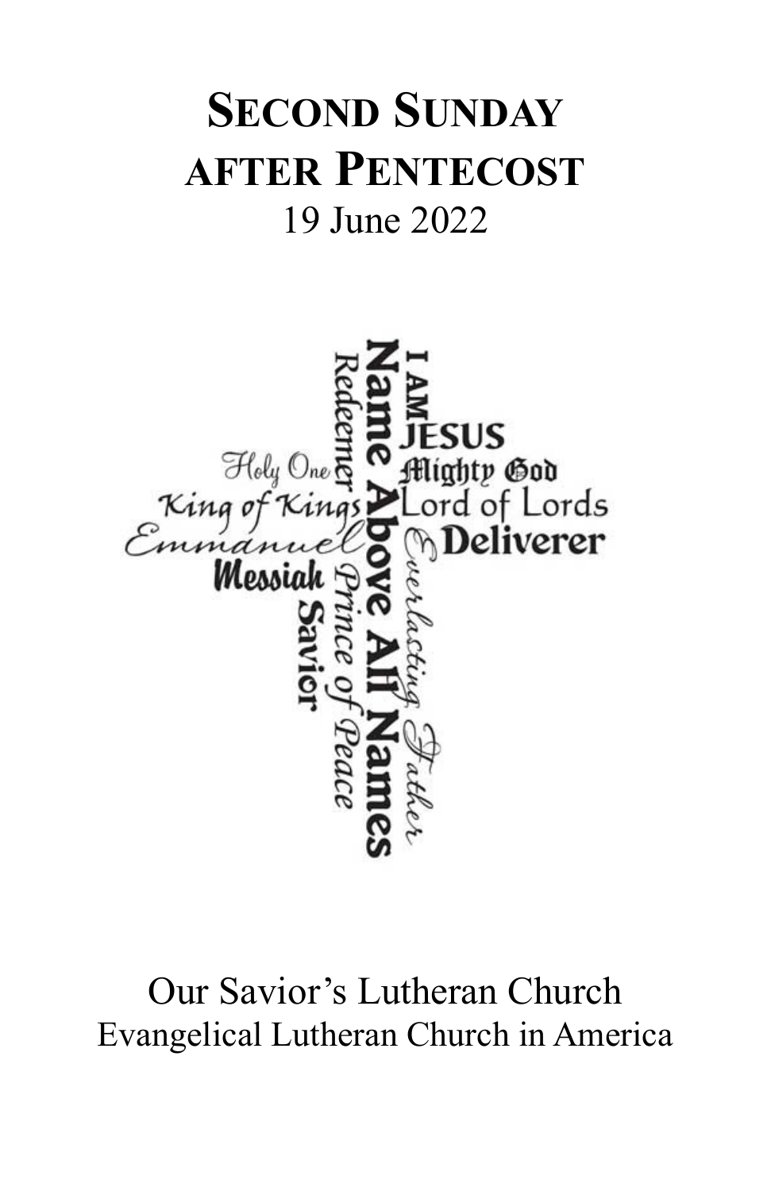# Second Sunday after Pentecost

19 June 2022

Our Savior's Lutheran Church

Evangelical Lutheran Church in America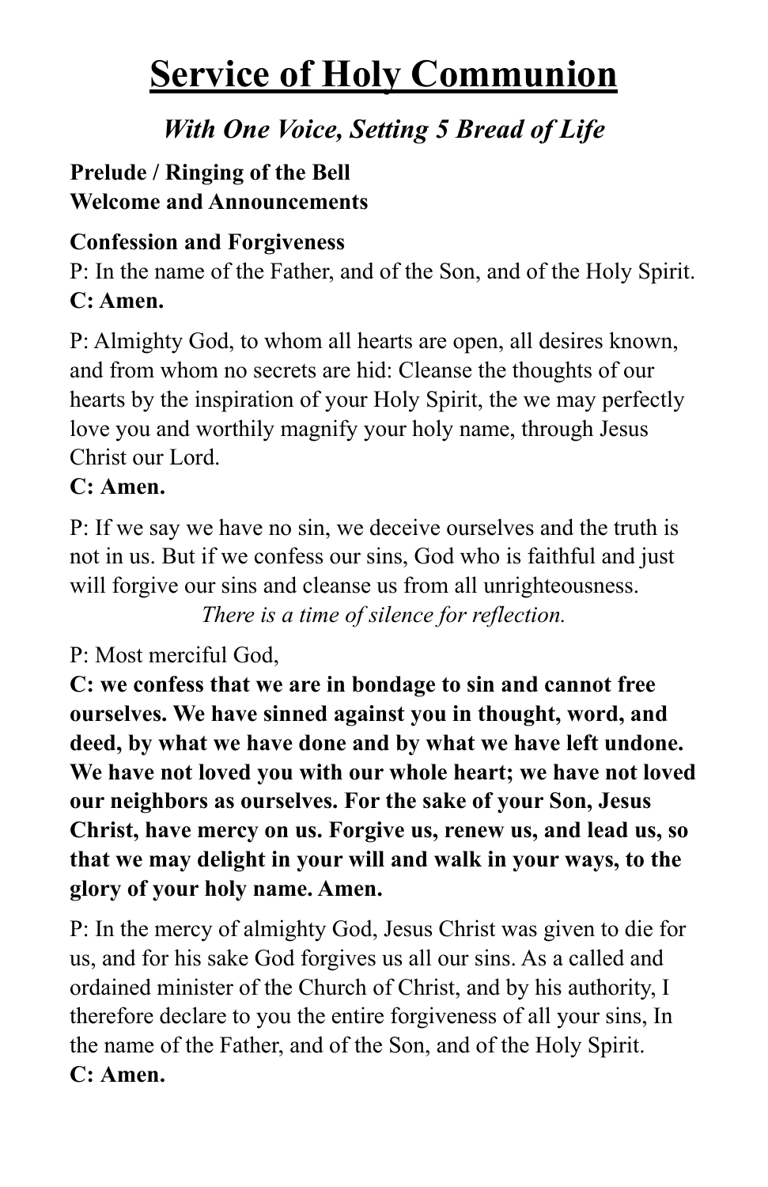# Service of Holy Communion

## *With One Voice, Setting 5 Bread of Life*

**Prelude / Ringing of the Bell**
**Welcome and Announcements**

**Confession and Forgiveness**

P: In the name of the Father, and of the Son, and of the Holy Spirit.
**C: Amen.**

P: Almighty God, to whom all hearts are open, all desires known, and from whom no secrets are hid: Cleanse the thoughts of our hearts by the inspiration of your Holy Spirit, the we may perfectly love you and worthily magnify your holy name, through Jesus Christ our Lord.
**C: Amen.**

P: If we say we have no sin, we deceive ourselves and the truth is not in us. But if we confess our sins, God who is faithful and just will forgive our sins and cleanse us from all unrighteousness.

*There is a time of silence for reflection.*

P: Most merciful God,
**C: we confess that we are in bondage to sin and cannot free ourselves. We have sinned against you in thought, word, and deed, by what we have done and by what we have left undone. We have not loved you with our whole heart; we have not loved our neighbors as ourselves. For the sake of your Son, Jesus Christ, have mercy on us. Forgive us, renew us, and lead us, so that we may delight in your will and walk in your ways, to the glory of your holy name. Amen.**

P: In the mercy of almighty God, Jesus Christ was given to die for us, and for his sake God forgives us all our sins. As a called and ordained minister of the Church of Christ, and by his authority, I therefore declare to you the entire forgiveness of all your sins, In the name of the Father, and of the Son, and of the Holy Spirit.
**C: Amen.**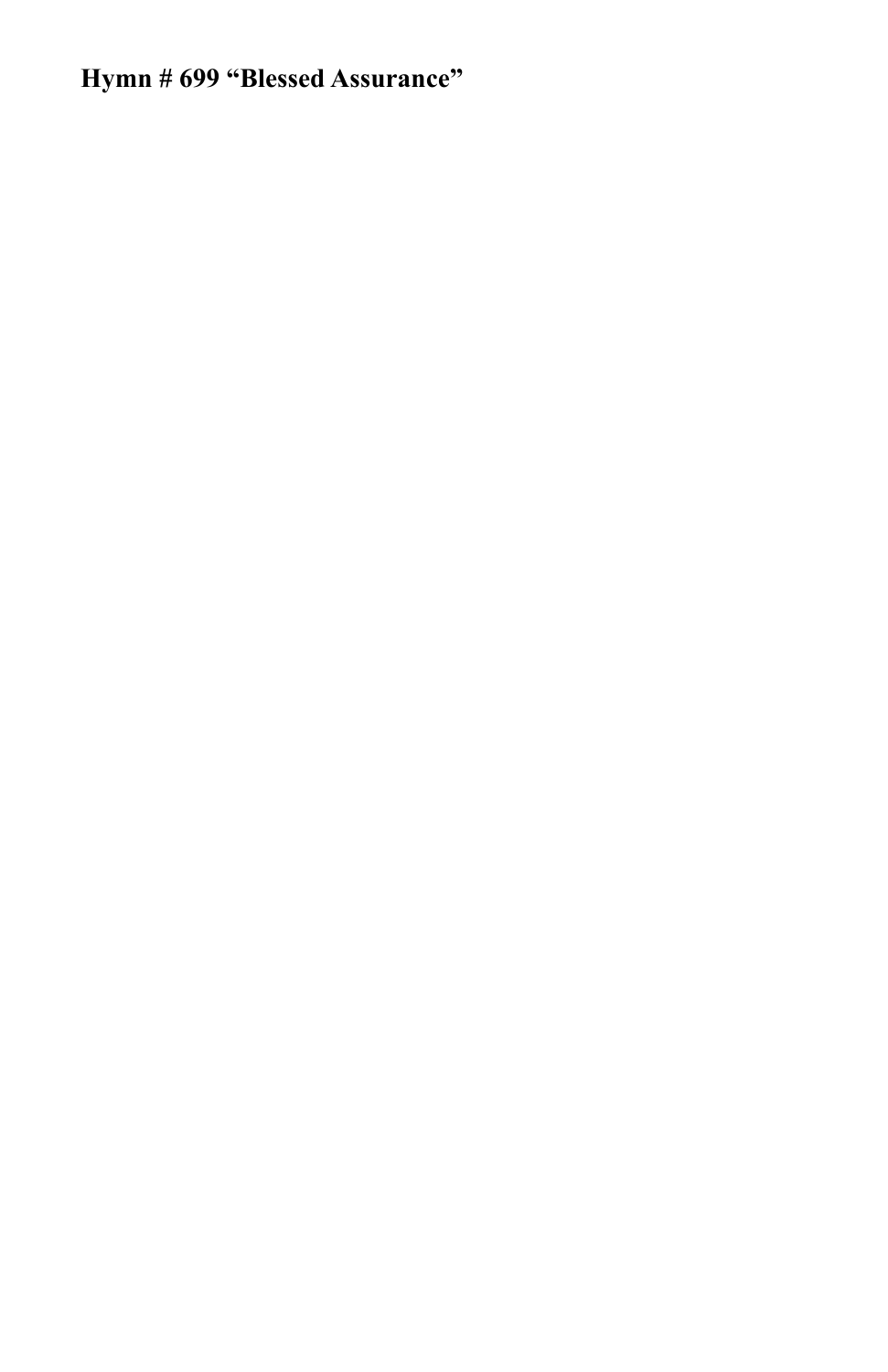**Hymn # 699 "Blessed Assurance"**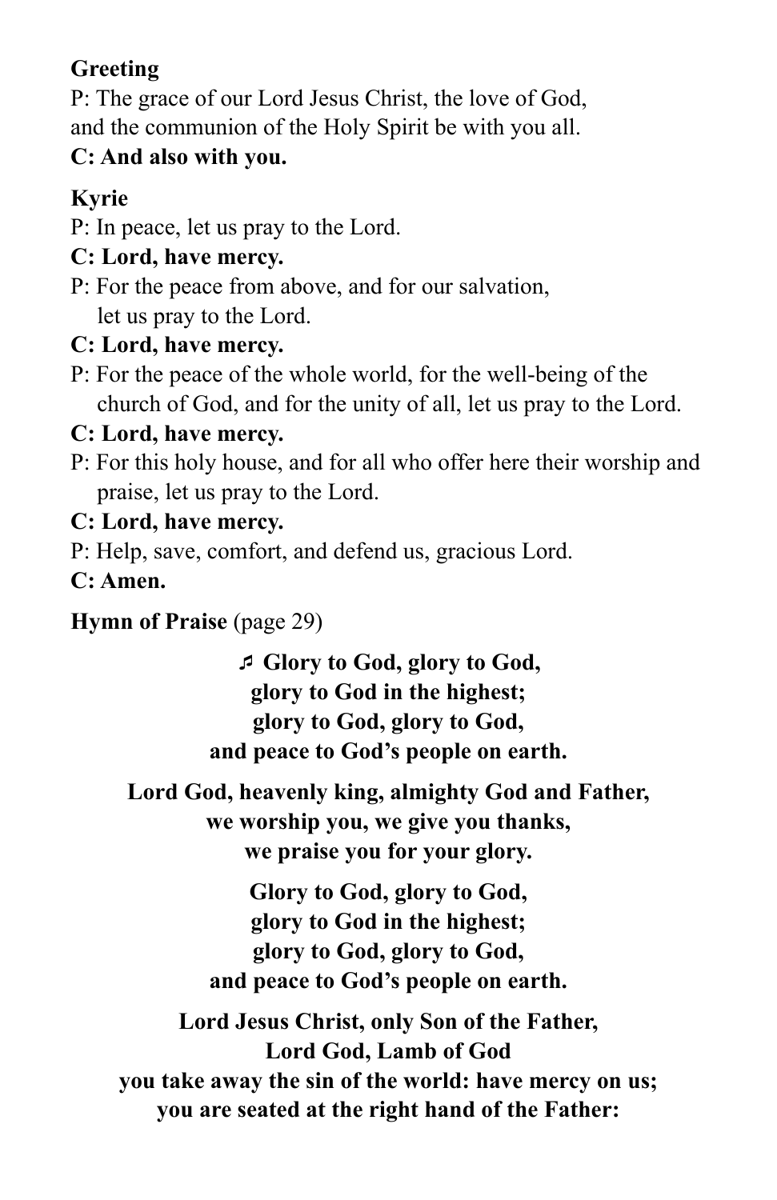**Greeting**

P: The grace of our Lord Jesus Christ, the love of God,
and the communion of the Holy Spirit be with you all.

**C: And also with you.**

**Kyrie**

P: In peace, let us pray to the Lord.

**C: Lord, have mercy.**

P: For the peace from above, and for our salvation,
let us pray to the Lord.

**C: Lord, have mercy.**

P: For the peace of the whole world, for the well-being of the church of God, and for the unity of all, let us pray to the Lord.

**C: Lord, have mercy.**

P: For this holy house, and for all who offer here their worship and praise, let us pray to the Lord.

**C: Lord, have mercy.**

P: Help, save, comfort, and defend us, gracious Lord.

**C: Amen.**

**Hymn of Praise** (page 29)

**♬ Glory to God, glory to God,**
**glory to God in the highest;**
**glory to God, glory to God,**
**and peace to God's people on earth.**

**Lord God, heavenly king, almighty God and Father,**
**we worship you, we give you thanks,**
**we praise you for your glory.**

**Glory to God, glory to God,**
**glory to God in the highest;**
**glory to God, glory to God,**
**and peace to God's people on earth.**

**Lord Jesus Christ, only Son of the Father,**
**Lord God, Lamb of God**
**you take away the sin of the world: have mercy on us;**
**you are seated at the right hand of the Father:**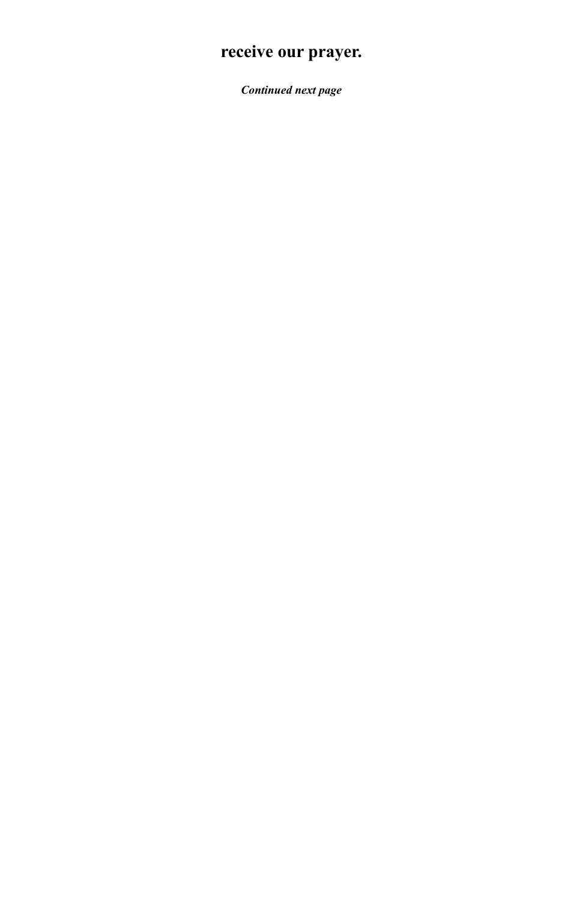**receive our prayer.**

***Continued next page***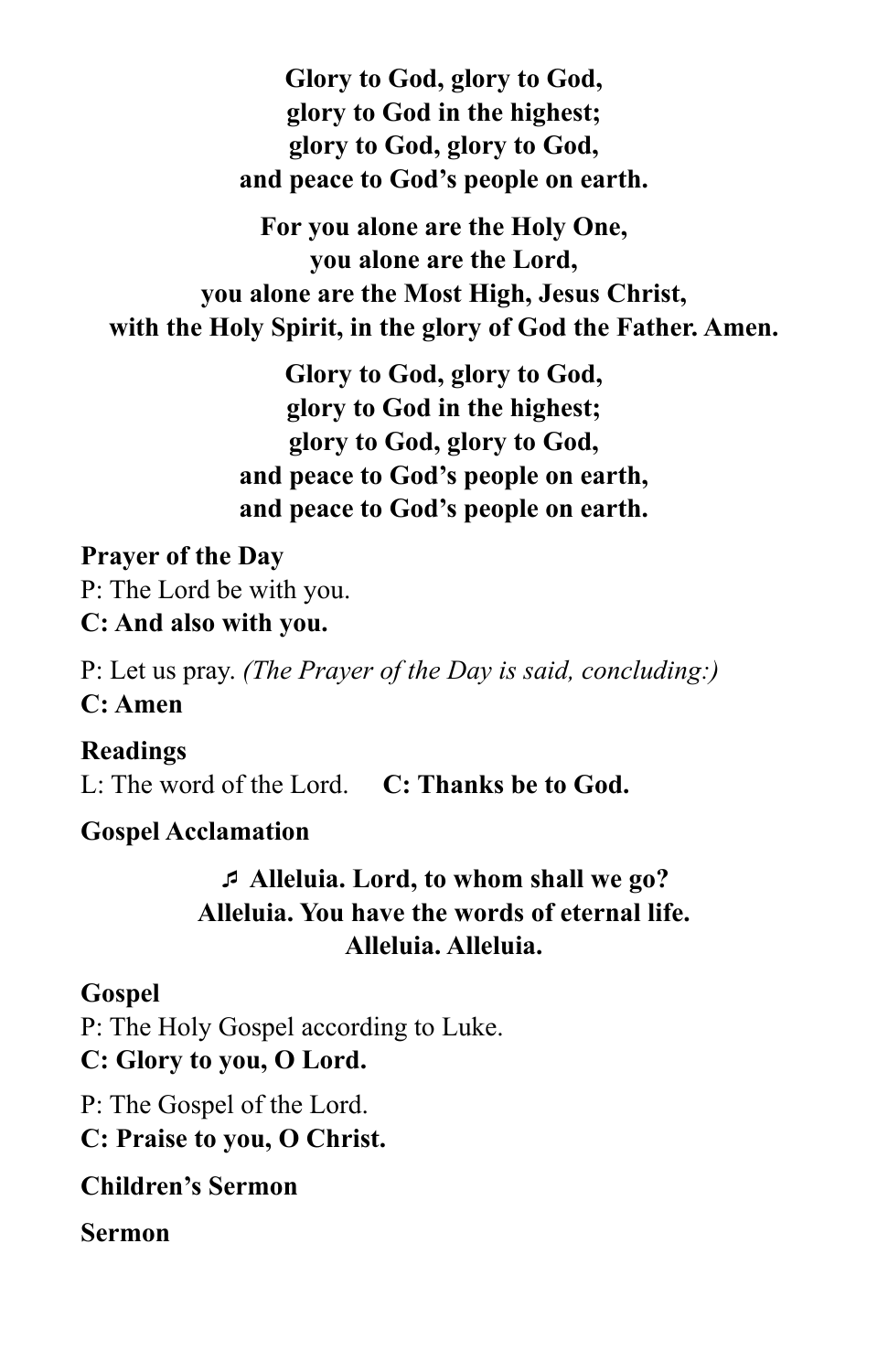**Glory to God, glory to God,**
**glory to God in the highest;**
**glory to God, glory to God,**
**and peace to God's people on earth.**

**For you alone are the Holy One,**
**you alone are the Lord,**
**you alone are the Most High, Jesus Christ,**
**with the Holy Spirit, in the glory of God the Father. Amen.**

**Glory to God, glory to God,**
**glory to God in the highest;**
**glory to God, glory to God,**
**and peace to God's people on earth,**
**and peace to God's people on earth.**

**Prayer of the Day**
P: The Lord be with you.
**C: And also with you.**

P: Let us pray. *(The Prayer of the Day is said, concluding:)*
**C: Amen**

**Readings**
L: The word of the Lord. **C: Thanks be to God.**

**Gospel Acclamation**

**♬ Alleluia. Lord, to whom shall we go?**
**Alleluia. You have the words of eternal life.**
**Alleluia. Alleluia.**

**Gospel**
P: The Holy Gospel according to Luke.
**C: Glory to you, O Lord.**

P: The Gospel of the Lord.
**C: Praise to you, O Christ.**

**Children's Sermon**

**Sermon**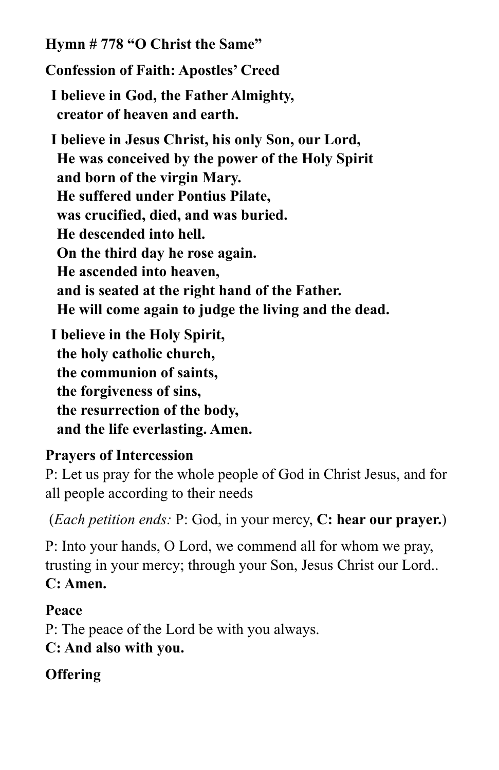**Hymn # 778 "O Christ the Same"**

**Confession of Faith: Apostles' Creed**

**I believe in God, the Father Almighty,**
**creator of heaven and earth.**

**I believe in Jesus Christ, his only Son, our Lord,**
**He was conceived by the power of the Holy Spirit**
**and born of the virgin Mary.**
**He suffered under Pontius Pilate,**
**was crucified, died, and was buried.**
**He descended into hell.**
**On the third day he rose again.**
**He ascended into heaven,**
**and is seated at the right hand of the Father.**
**He will come again to judge the living and the dead.**

**I believe in the Holy Spirit,**
**the holy catholic church,**
**the communion of saints,**
**the forgiveness of sins,**
**the resurrection of the body,**
**and the life everlasting. Amen.**

**Prayers of Intercession**

P: Let us pray for the whole people of God in Christ Jesus, and for all people according to their needs

(*Each petition ends:* P: God, in your mercy, **C: hear our prayer.**)

P: Into your hands, O Lord, we commend all for whom we pray, trusting in your mercy; through your Son, Jesus Christ our Lord..
**C: Amen.**

**Peace**

P: The peace of the Lord be with you always.
**C: And also with you.**

**Offering**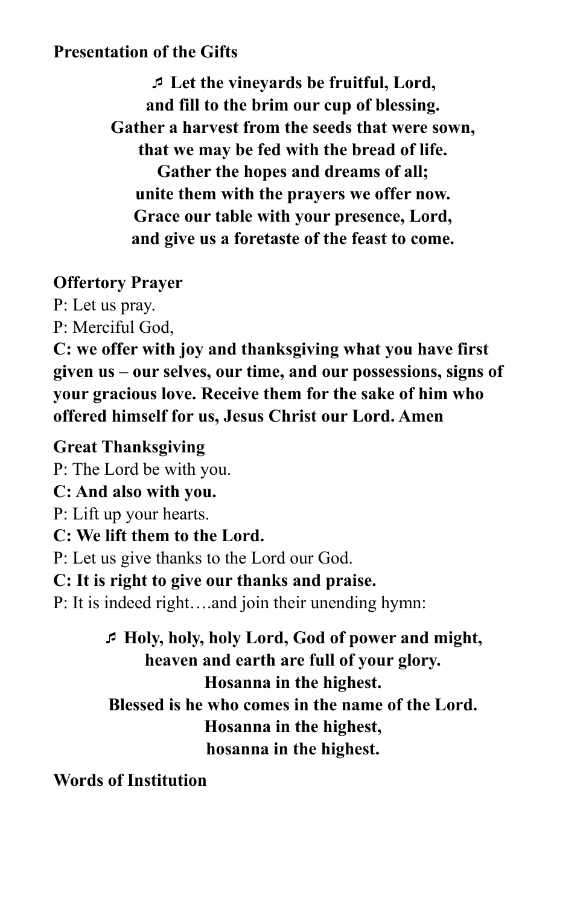**Presentation of the Gifts**

♬ **Let the vineyards be fruitful, Lord,**
**and fill to the brim our cup of blessing.**
**Gather a harvest from the seeds that were sown,**
**that we may be fed with the bread of life.**
**Gather the hopes and dreams of all;**
**unite them with the prayers we offer now.**
**Grace our table with your presence, Lord,**
**and give us a foretaste of the feast to come.**

**Offertory Prayer**

P: Let us pray.
P: Merciful God,
**C: we offer with joy and thanksgiving what you have first given us – our selves, our time, and our possessions, signs of your gracious love. Receive them for the sake of him who offered himself for us, Jesus Christ our Lord. Amen**

**Great Thanksgiving**

P: The Lord be with you.
**C: And also with you.**
P: Lift up your hearts.
**C: We lift them to the Lord.**
P: Let us give thanks to the Lord our God.
**C: It is right to give our thanks and praise.**
P: It is indeed right….and join their unending hymn:

♬ **Holy, holy, holy Lord, God of power and might,**
**heaven and earth are full of your glory.**
**Hosanna in the highest.**
**Blessed is he who comes in the name of the Lord.**
**Hosanna in the highest,**
**hosanna in the highest.**

**Words of Institution**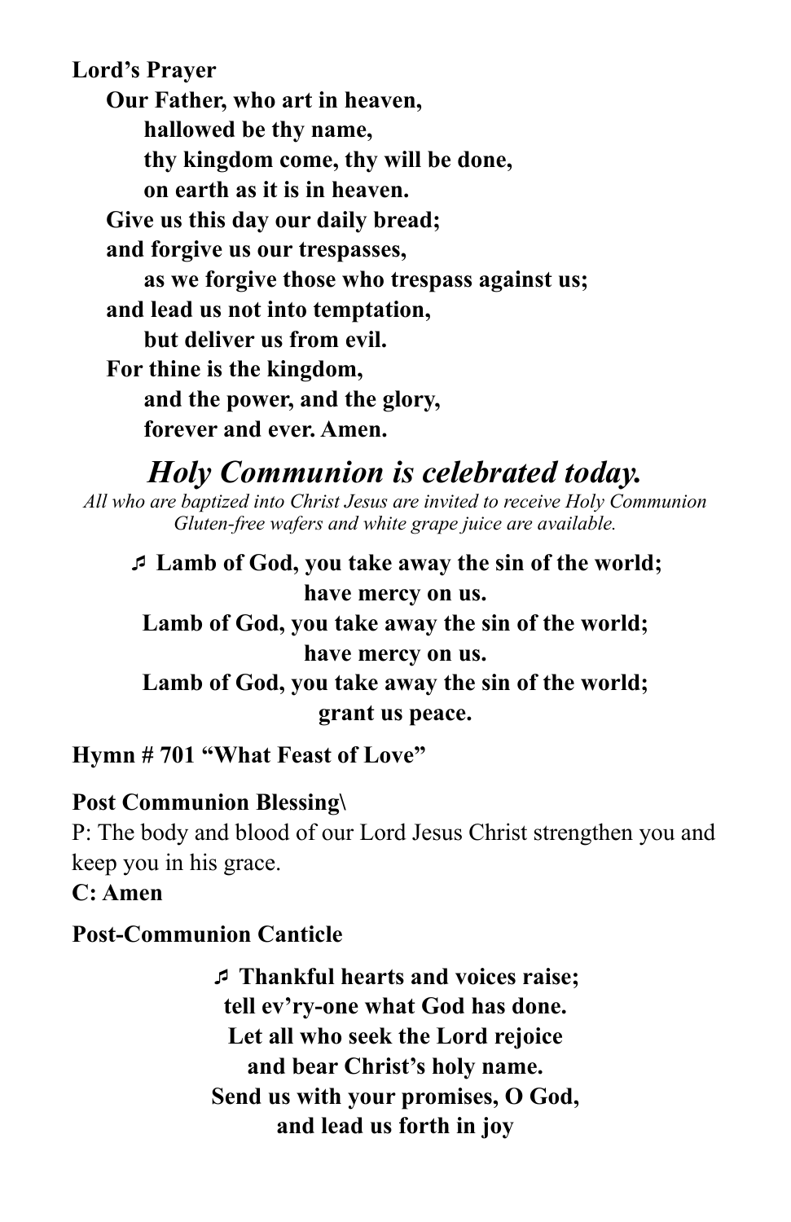**Lord's Prayer**

**Our Father, who art in heaven,**
**hallowed be thy name,**
**thy kingdom come, thy will be done,**
**on earth as it is in heaven.**
**Give us this day our daily bread;**
**and forgive us our trespasses,**
**as we forgive those who trespass against us;**
**and lead us not into temptation,**
**but deliver us from evil.**
**For thine is the kingdom,**
**and the power, and the glory,**
**forever and ever. Amen.**

## *Holy Communion is celebrated today.*

*All who are baptized into Christ Jesus are invited to receive Holy Communion*
*Gluten-free wafers and white grape juice are available.*

♬ **Lamb of God, you take away the sin of the world;**
**have mercy on us.**
**Lamb of God, you take away the sin of the world;**
**have mercy on us.**
**Lamb of God, you take away the sin of the world;**
**grant us peace.**

**Hymn # 701 "What Feast of Love"**

**Post Communion Blessing\**

P: The body and blood of our Lord Jesus Christ strengthen you and keep you in his grace.

**C: Amen**

**Post-Communion Canticle**

♬ **Thankful hearts and voices raise;**
**tell ev'ry-one what God has done.**
**Let all who seek the Lord rejoice**
**and bear Christ's holy name.**
**Send us with your promises, O God,**
**and lead us forth in joy**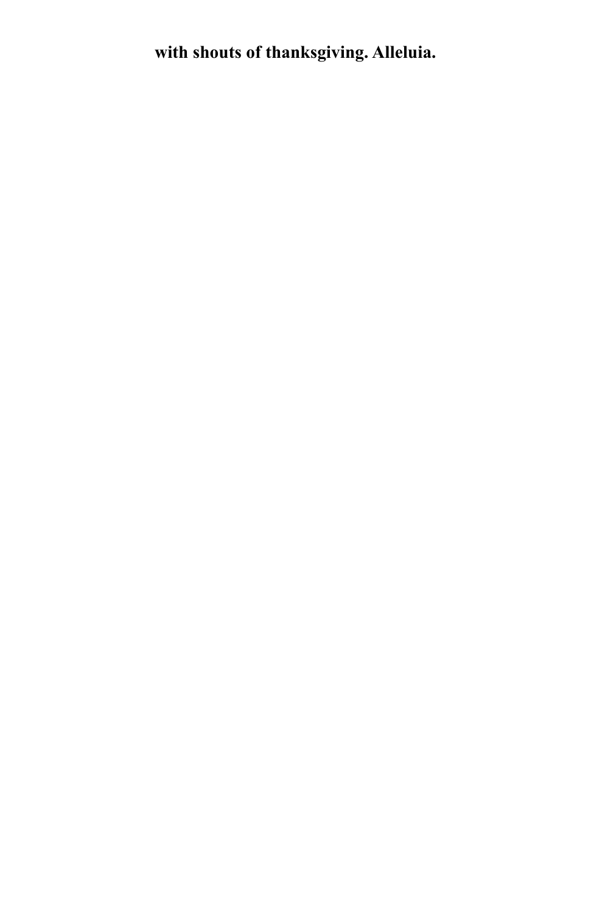**with shouts of thanksgiving. Alleluia.**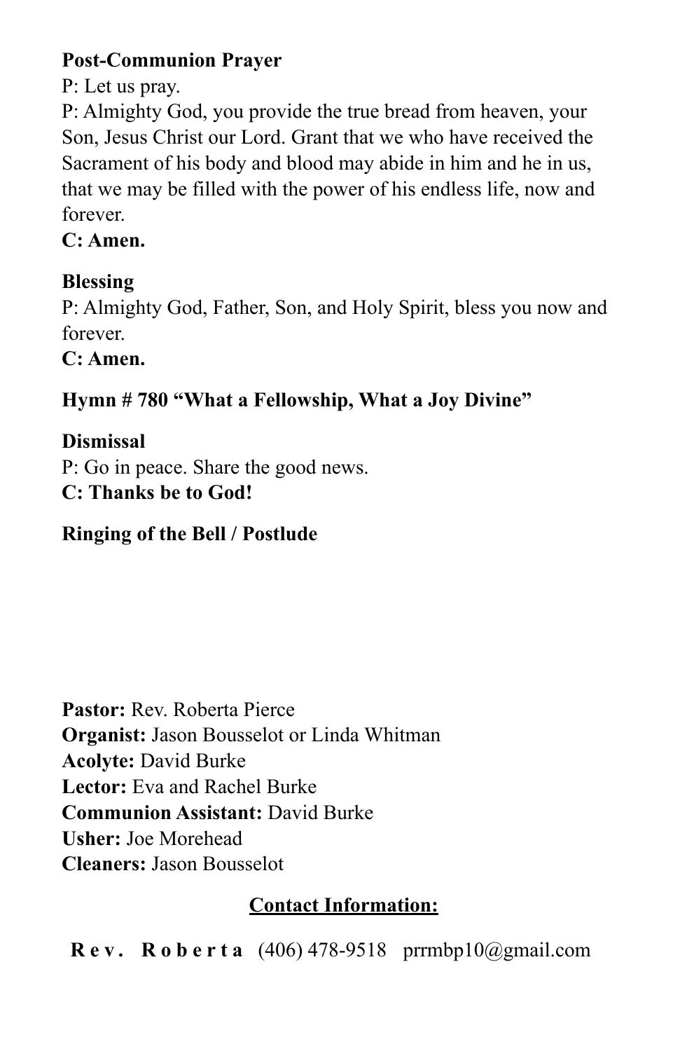**Post-Communion Prayer**

P: Let us pray.

P: Almighty God, you provide the true bread from heaven, your Son, Jesus Christ our Lord. Grant that we who have received the Sacrament of his body and blood may abide in him and he in us, that we may be filled with the power of his endless life, now and forever.

**C: Amen.**

**Blessing**

P: Almighty God, Father, Son, and Holy Spirit, bless you now and forever.

**C: Amen.**

**Hymn # 780 "What a Fellowship, What a Joy Divine"**

**Dismissal**

P: Go in peace. Share the good news.

**C: Thanks be to God!**

**Ringing of the Bell / Postlude**

**Pastor:** Rev. Roberta Pierce
**Organist:** Jason Bousselot or Linda Whitman
**Acolyte:** David Burke
**Lector:** Eva and Rachel Burke
**Communion Assistant:** David Burke
**Usher:** Joe Morehead
**Cleaners:** Jason Bousselot

**Contact Information:**

**Rev. Roberta** (406) 478-9518 prrmbp10@gmail.com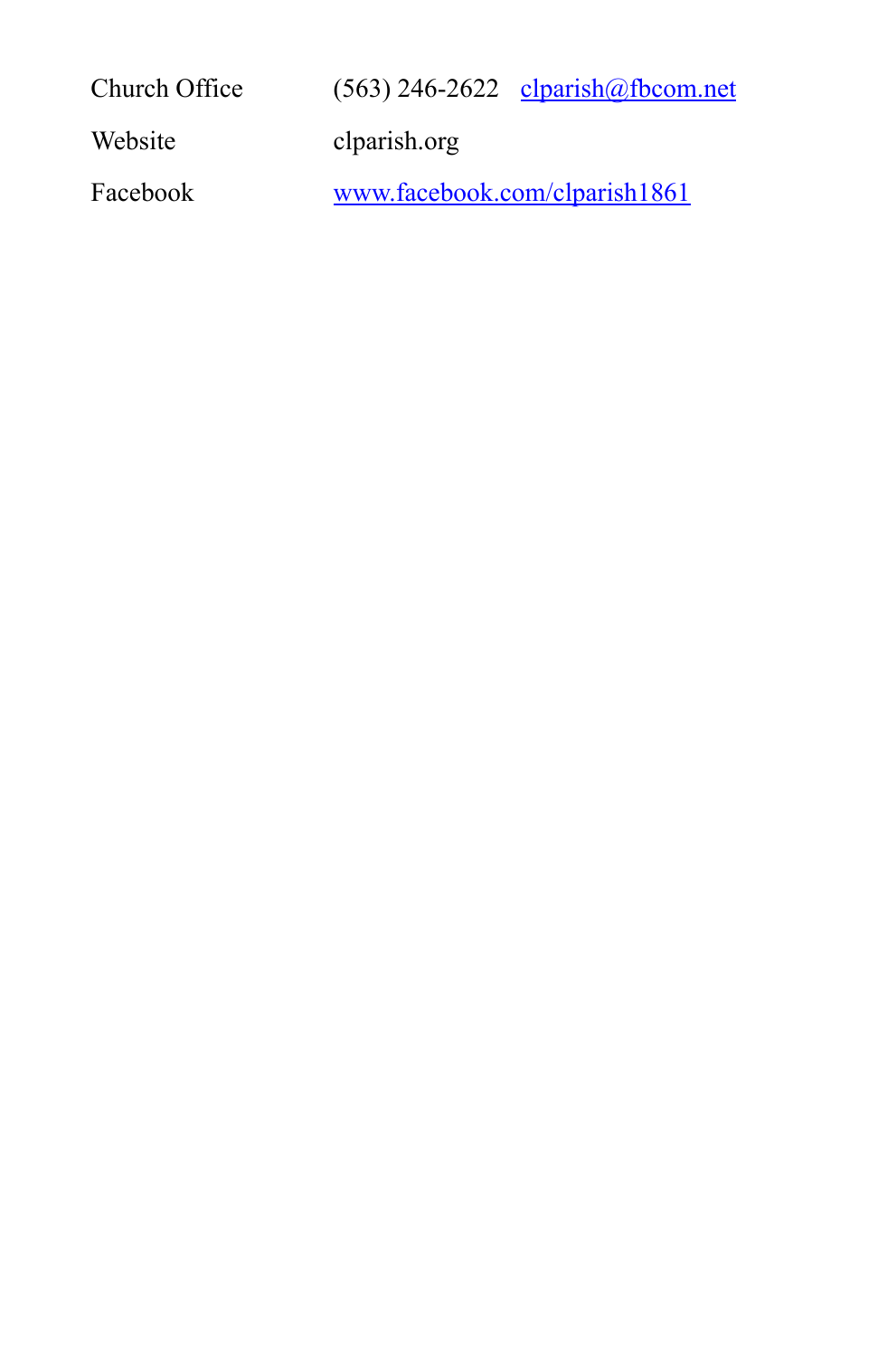| | |
|---|---|
| Church Office | (563) 246-2622 clparish@fbcom.net |
| Website | clparish.org |
| Facebook | www.facebook.com/clparish1861 |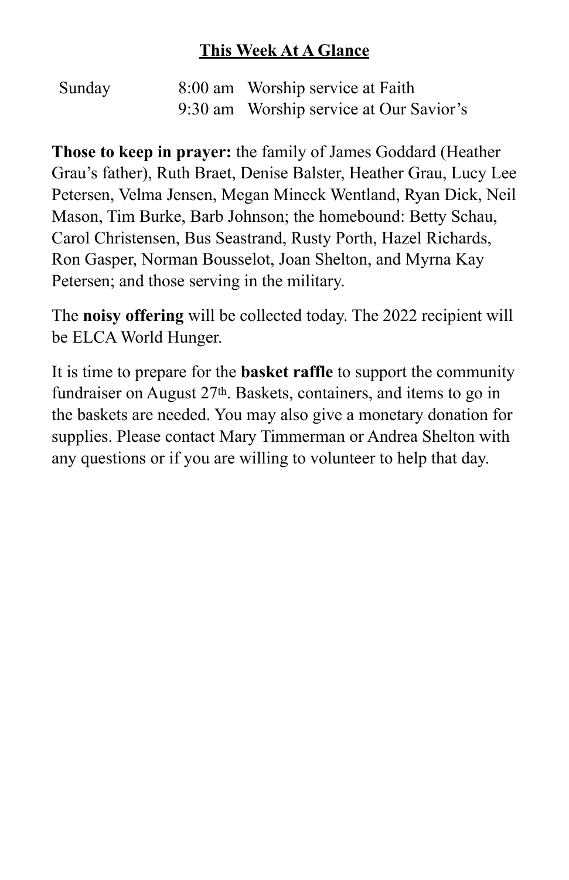## This Week At A Glance

| | | |
|---|---|---|
| Sunday | 8:00 am | Worship service at Faith |
| | 9:30 am | Worship service at Our Savior's |

**Those to keep in prayer:** the family of James Goddard (Heather Grau's father), Ruth Braet, Denise Balster, Heather Grau, Lucy Lee Petersen, Velma Jensen, Megan Mineck Wentland, Ryan Dick, Neil Mason, Tim Burke, Barb Johnson; the homebound: Betty Schau, Carol Christensen, Bus Seastrand, Rusty Porth, Hazel Richards, Ron Gasper, Norman Bousselot, Joan Shelton, and Myrna Kay Petersen; and those serving in the military.

The **noisy offering** will be collected today. The 2022 recipient will be ELCA World Hunger.

It is time to prepare for the **basket raffle** to support the community fundraiser on August 27th. Baskets, containers, and items to go in the baskets are needed. You may also give a monetary donation for supplies. Please contact Mary Timmerman or Andrea Shelton with any questions or if you are willing to volunteer to help that day.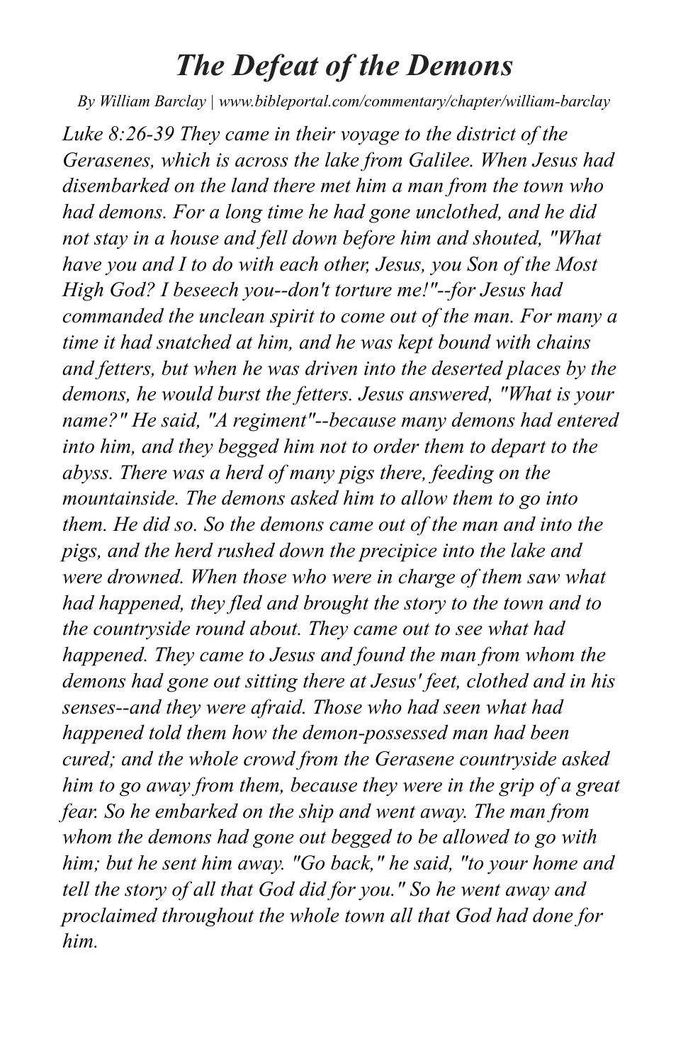# *The Defeat of the Demons*

*By William Barclay | www.bibleportal.com/commentary/chapter/william-barclay*

*Luke 8:26-39 They came in their voyage to the district of the Gerasenes, which is across the lake from Galilee. When Jesus had disembarked on the land there met him a man from the town who had demons. For a long time he had gone unclothed, and he did not stay in a house and fell down before him and shouted, "What have you and I to do with each other, Jesus, you Son of the Most High God? I beseech you--don't torture me!"--for Jesus had commanded the unclean spirit to come out of the man. For many a time it had snatched at him, and he was kept bound with chains and fetters, but when he was driven into the deserted places by the demons, he would burst the fetters. Jesus answered, "What is your name?" He said, "A regiment"--because many demons had entered into him, and they begged him not to order them to depart to the abyss. There was a herd of many pigs there, feeding on the mountainside. The demons asked him to allow them to go into them. He did so. So the demons came out of the man and into the pigs, and the herd rushed down the precipice into the lake and were drowned. When those who were in charge of them saw what had happened, they fled and brought the story to the town and to the countryside round about. They came out to see what had happened. They came to Jesus and found the man from whom the demons had gone out sitting there at Jesus' feet, clothed and in his senses--and they were afraid. Those who had seen what had happened told them how the demon-possessed man had been cured; and the whole crowd from the Gerasene countryside asked him to go away from them, because they were in the grip of a great fear. So he embarked on the ship and went away. The man from whom the demons had gone out begged to be allowed to go with him; but he sent him away. "Go back," he said, "to your home and tell the story of all that God did for you." So he went away and proclaimed throughout the whole town all that God had done for him.*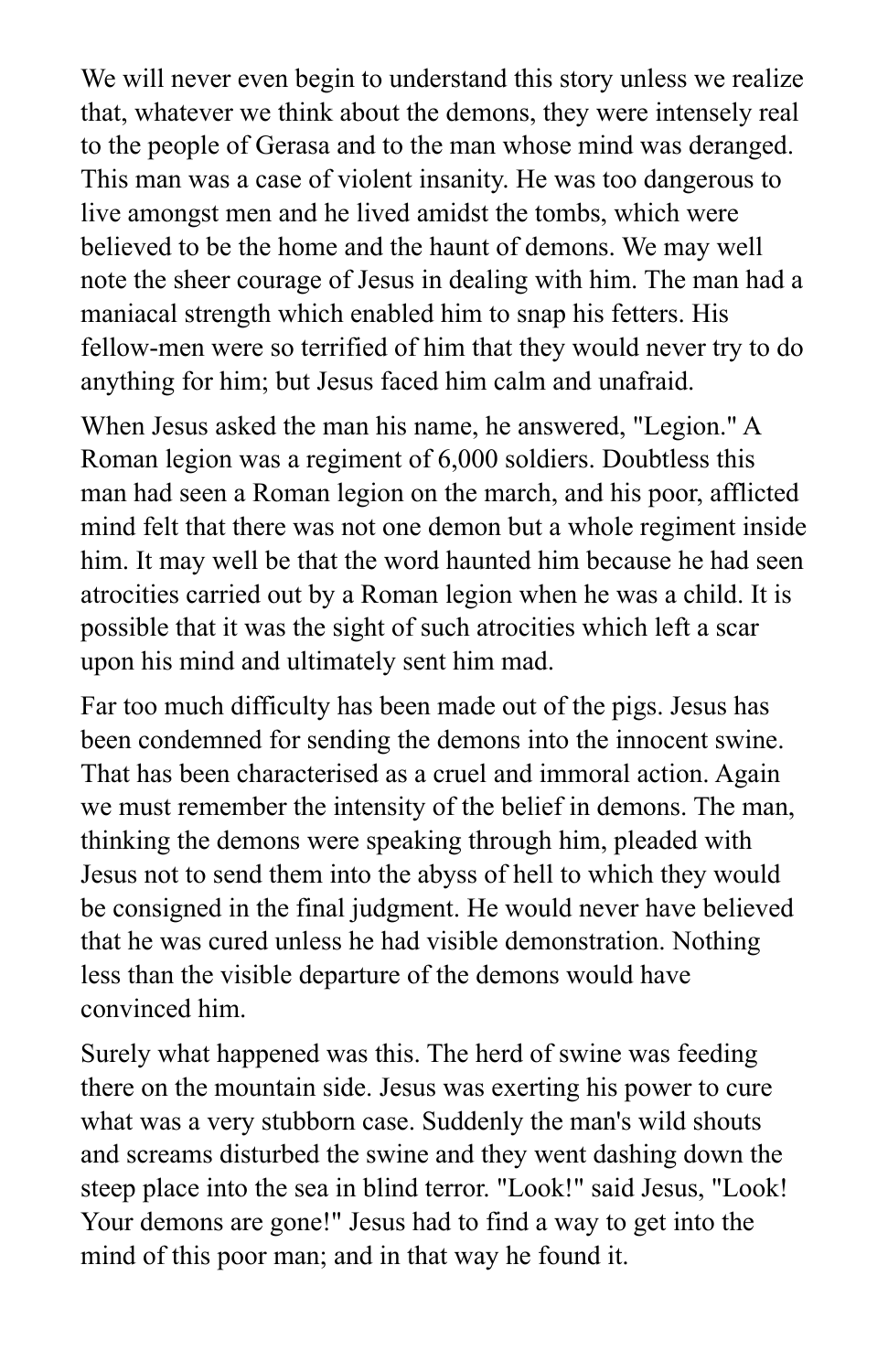We will never even begin to understand this story unless we realize that, whatever we think about the demons, they were intensely real to the people of Gerasa and to the man whose mind was deranged. This man was a case of violent insanity. He was too dangerous to live amongst men and he lived amidst the tombs, which were believed to be the home and the haunt of demons. We may well note the sheer courage of Jesus in dealing with him. The man had a maniacal strength which enabled him to snap his fetters. His fellow-men were so terrified of him that they would never try to do anything for him; but Jesus faced him calm and unafraid.

When Jesus asked the man his name, he answered, "Legion." A Roman legion was a regiment of 6,000 soldiers. Doubtless this man had seen a Roman legion on the march, and his poor, afflicted mind felt that there was not one demon but a whole regiment inside him. It may well be that the word haunted him because he had seen atrocities carried out by a Roman legion when he was a child. It is possible that it was the sight of such atrocities which left a scar upon his mind and ultimately sent him mad.

Far too much difficulty has been made out of the pigs. Jesus has been condemned for sending the demons into the innocent swine. That has been characterised as a cruel and immoral action. Again we must remember the intensity of the belief in demons. The man, thinking the demons were speaking through him, pleaded with Jesus not to send them into the abyss of hell to which they would be consigned in the final judgment. He would never have believed that he was cured unless he had visible demonstration. Nothing less than the visible departure of the demons would have convinced him.

Surely what happened was this. The herd of swine was feeding there on the mountain side. Jesus was exerting his power to cure what was a very stubborn case. Suddenly the man's wild shouts and screams disturbed the swine and they went dashing down the steep place into the sea in blind terror. "Look!" said Jesus, "Look! Your demons are gone!" Jesus had to find a way to get into the mind of this poor man; and in that way he found it.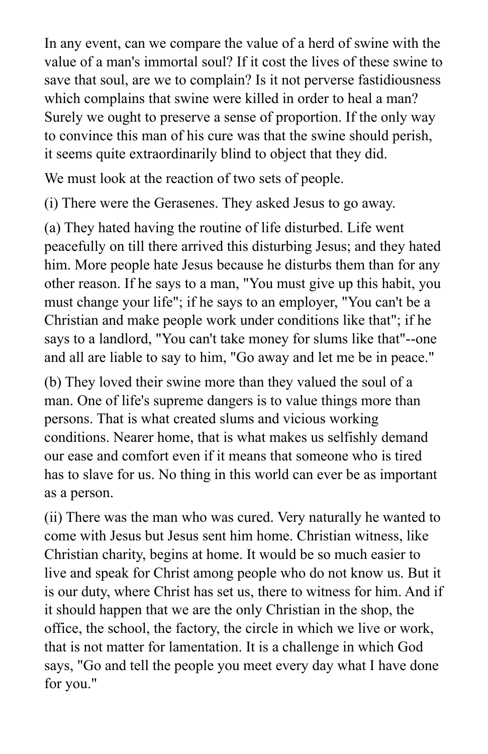In any event, can we compare the value of a herd of swine with the value of a man's immortal soul? If it cost the lives of these swine to save that soul, are we to complain? Is it not perverse fastidiousness which complains that swine were killed in order to heal a man? Surely we ought to preserve a sense of proportion. If the only way to convince this man of his cure was that the swine should perish, it seems quite extraordinarily blind to object that they did.

We must look at the reaction of two sets of people.

(i) There were the Gerasenes. They asked Jesus to go away.

(a) They hated having the routine of life disturbed. Life went peacefully on till there arrived this disturbing Jesus; and they hated him. More people hate Jesus because he disturbs them than for any other reason. If he says to a man, "You must give up this habit, you must change your life"; if he says to an employer, "You can't be a Christian and make people work under conditions like that"; if he says to a landlord, "You can't take money for slums like that"--one and all are liable to say to him, "Go away and let me be in peace."

(b) They loved their swine more than they valued the soul of a man. One of life's supreme dangers is to value things more than persons. That is what created slums and vicious working conditions. Nearer home, that is what makes us selfishly demand our ease and comfort even if it means that someone who is tired has to slave for us. No thing in this world can ever be as important as a person.

(ii) There was the man who was cured. Very naturally he wanted to come with Jesus but Jesus sent him home. Christian witness, like Christian charity, begins at home. It would be so much easier to live and speak for Christ among people who do not know us. But it is our duty, where Christ has set us, there to witness for him. And if it should happen that we are the only Christian in the shop, the office, the school, the factory, the circle in which we live or work, that is not matter for lamentation. It is a challenge in which God says, "Go and tell the people you meet every day what I have done for you."